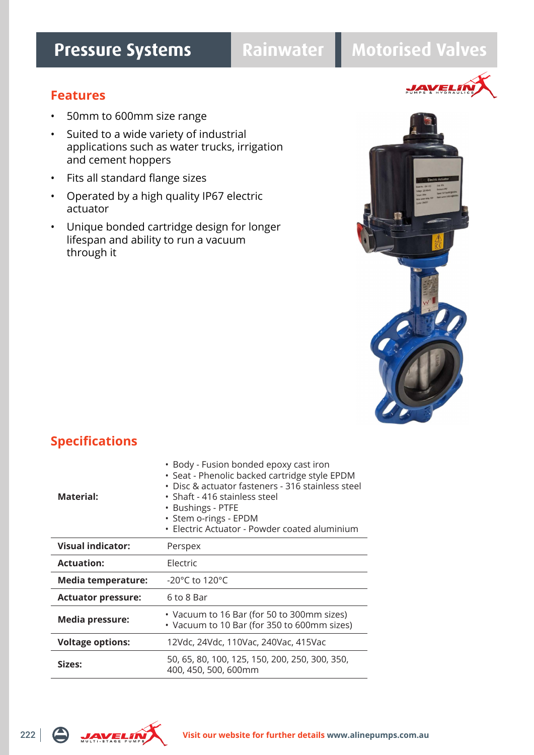# Pressure Systems | Rainwater | Motorised Valves

## Features

- 50mm to 600mm size range
- Suited to a wide variety of industrial applications such as water trucks, irrigation and cement hoppers
- Fits all standard flange sizes
- Operated by a high quality IP67 electric actuator
- Unique bonded cartridge design for longer lifespan and ability to run a vacuum through it

## Specifications

| | |
|---|---|
| **Material:** | • Body - Fusion bonded epoxy cast iron<br>• Seat - Phenolic backed cartridge style EPDM<br>• Disc & actuator fasteners - 316 stainless steel<br>• Shaft - 416 stainless steel<br>• Bushings - PTFE<br>• Stem o-rings - EPDM<br>• Electric Actuator - Powder coated aluminium |
| **Visual indicator:** | Perspex |
| **Actuation:** | Electric |
| **Media temperature:** | -20°C to 120°C |
| **Actuator pressure:** | 6 to 8 Bar |
| **Media pressure:** | • Vacuum to 16 Bar (for 50 to 300mm sizes)<br>• Vacuum to 10 Bar (for 350 to 600mm sizes) |
| **Voltage options:** | 12Vdc, 24Vdc, 110Vac, 240Vac, 415Vac |
| **Sizes:** | 50, 65, 80, 100, 125, 150, 200, 250, 300, 350, 400, 450, 500, 600mm |

Visit our website for further details www.alinepumps.com.au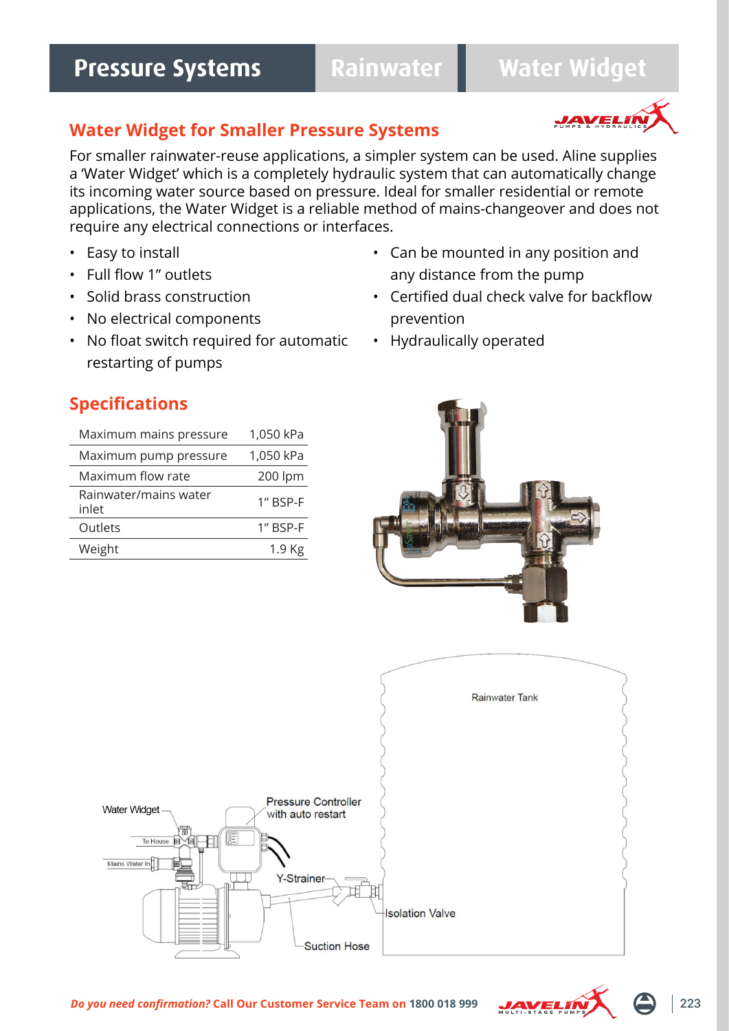Pressure Systems | Rainwater | Water Widget

## Water Widget for Smaller Pressure Systems

For smaller rainwater-reuse applications, a simpler system can be used. Aline supplies a 'Water Widget' which is a completely hydraulic system that can automatically change its incoming water source based on pressure. Ideal for smaller residential or remote applications, the Water Widget is a reliable method of mains-changeover and does not require any electrical connections or interfaces.

- Easy to install
- Full flow 1" outlets
- Solid brass construction
- No electrical components
- No float switch required for automatic restarting of pumps
- Can be mounted in any position and any distance from the pump
- Certified dual check valve for backflow prevention
- Hydraulically operated

## Specifications

| | |
|---|---|
| Maximum mains pressure | 1,050 kPa |
| Maximum pump pressure | 1,050 kPa |
| Maximum flow rate | 200 lpm |
| Rainwater/mains water inlet | 1" BSP-F |
| Outlets | 1" BSP-F |
| Weight | 1.9 Kg |

Rainwater Tank
Water Widget
To House
Mains Water In
Pressure Controller with auto restart
Y-Strainer
Isolation Valve
Suction Hose

***Do you need confirmation?*** **Call Our Customer Service Team on 1800 018 999**